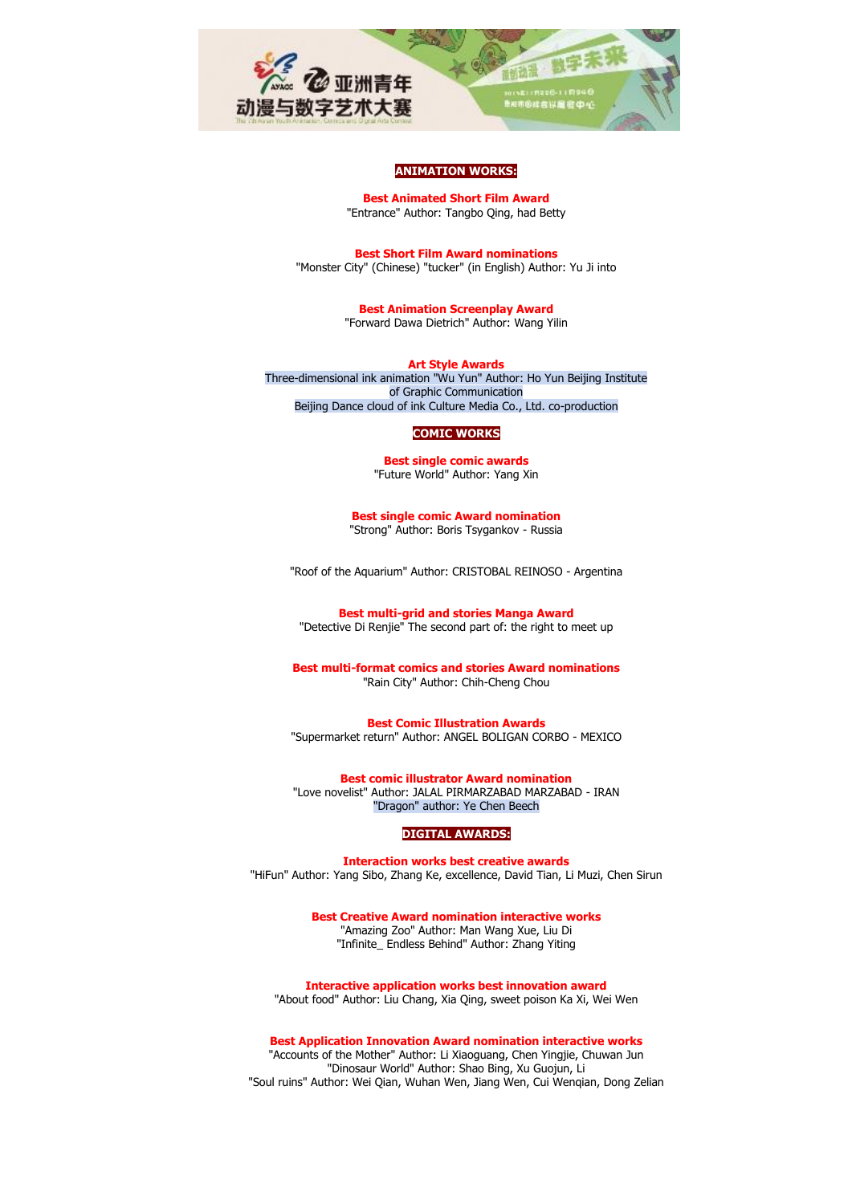# ANIMATION WORKS:

**Best Animated Short Film Award**
"Entrance" Author: Tangbo Qing, had Betty

**Best Short Film Award nominations**
"Monster City" (Chinese) "tucker" (in English) Author: Yu Ji into

**Best Animation Screenplay Award**
"Forward Dawa Dietrich" Author: Wang Yilin

**Art Style Awards**
Three-dimensional ink animation "Wu Yun" Author: Ho Yun Beijing Institute of Graphic Communication
Beijing Dance cloud of ink Culture Media Co., Ltd. co-production

# COMIC WORKS

**Best single comic awards**
"Future World" Author: Yang Xin

**Best single comic Award nomination**
"Strong" Author: Boris Tsygankov - Russia

"Roof of the Aquarium" Author: CRISTOBAL REINOSO - Argentina

**Best multi-grid and stories Manga Award**
"Detective Di Renjie" The second part of: the right to meet up

**Best multi-format comics and stories Award nominations**
"Rain City" Author: Chih-Cheng Chou

**Best Comic Illustration Awards**
"Supermarket return" Author: ANGEL BOLIGAN CORBO - MEXICO

**Best comic illustrator Award nomination**
"Love novelist" Author: JALAL PIRMARZABAD MARZABAD - IRAN
"Dragon" author: Ye Chen Beech

# DIGITAL AWARDS:

**Interaction works best creative awards**
"HiFun" Author: Yang Sibo, Zhang Ke, excellence, David Tian, Li Muzi, Chen Sirun

**Best Creative Award nomination interactive works**
"Amazing Zoo" Author: Man Wang Xue, Liu Di
"Infinite_ Endless Behind" Author: Zhang Yiting

**Interactive application works best innovation award**
"About food" Author: Liu Chang, Xia Qing, sweet poison Ka Xi, Wei Wen

**Best Application Innovation Award nomination interactive works**
"Accounts of the Mother" Author: Li Xiaoguang, Chen Yingjie, Chuwan Jun
"Dinosaur World" Author: Shao Bing, Xu Guojun, Li
"Soul ruins" Author: Wei Qian, Wuhan Wen, Jiang Wen, Cui Wenqian, Dong Zelian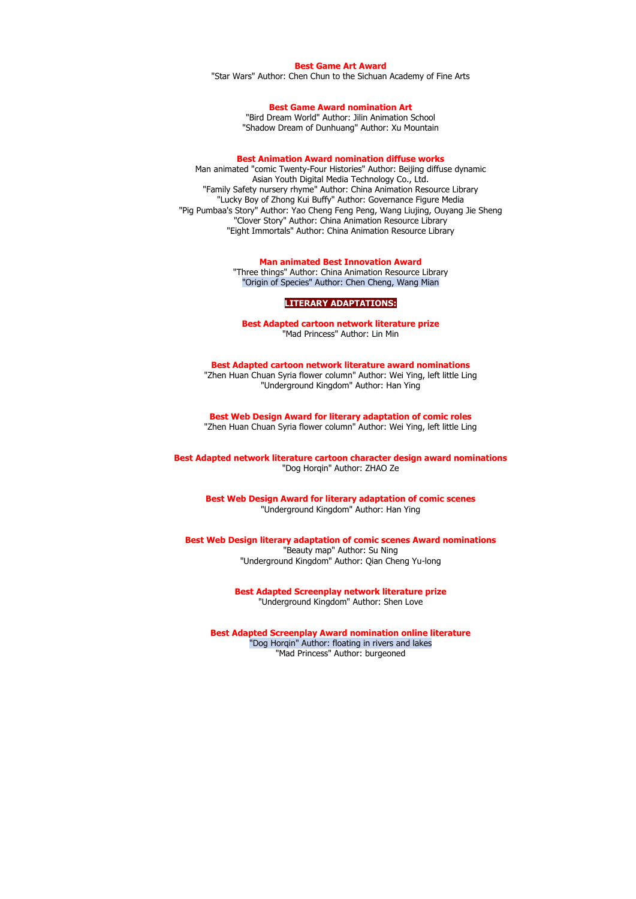**Best Game Art Award**

"Star Wars" Author: Chen Chun to the Sichuan Academy of Fine Arts

**Best Game Award nomination Art**

"Bird Dream World" Author: Jilin Animation School
"Shadow Dream of Dunhuang" Author: Xu Mountain

**Best Animation Award nomination diffuse works**

Man animated "comic Twenty-Four Histories" Author: Beijing diffuse dynamic Asian Youth Digital Media Technology Co., Ltd.
"Family Safety nursery rhyme" Author: China Animation Resource Library
"Lucky Boy of Zhong Kui Buffy" Author: Governance Figure Media
"Pig Pumbaa's Story" Author: Yao Cheng Feng Peng, Wang Liujing, Ouyang Jie Sheng
"Clover Story" Author: China Animation Resource Library
"Eight Immortals" Author: China Animation Resource Library

**Man animated Best Innovation Award**

"Three things" Author: China Animation Resource Library
"Origin of Species" Author: Chen Cheng, Wang Mian

## LITERARY ADAPTATIONS:

**Best Adapted cartoon network literature prize**

"Mad Princess" Author: Lin Min

**Best Adapted cartoon network literature award nominations**

"Zhen Huan Chuan Syria flower column" Author: Wei Ying, left little Ling
"Underground Kingdom" Author: Han Ying

**Best Web Design Award for literary adaptation of comic roles**

"Zhen Huan Chuan Syria flower column" Author: Wei Ying, left little Ling

**Best Adapted network literature cartoon character design award nominations**

"Dog Horqin" Author: ZHAO Ze

**Best Web Design Award for literary adaptation of comic scenes**

"Underground Kingdom" Author: Han Ying

**Best Web Design literary adaptation of comic scenes Award nominations**

"Beauty map" Author: Su Ning
"Underground Kingdom" Author: Qian Cheng Yu-long

**Best Adapted Screenplay network literature prize**

"Underground Kingdom" Author: Shen Love

**Best Adapted Screenplay Award nomination online literature**

"Dog Horqin" Author: floating in rivers and lakes
"Mad Princess" Author: burgeoned